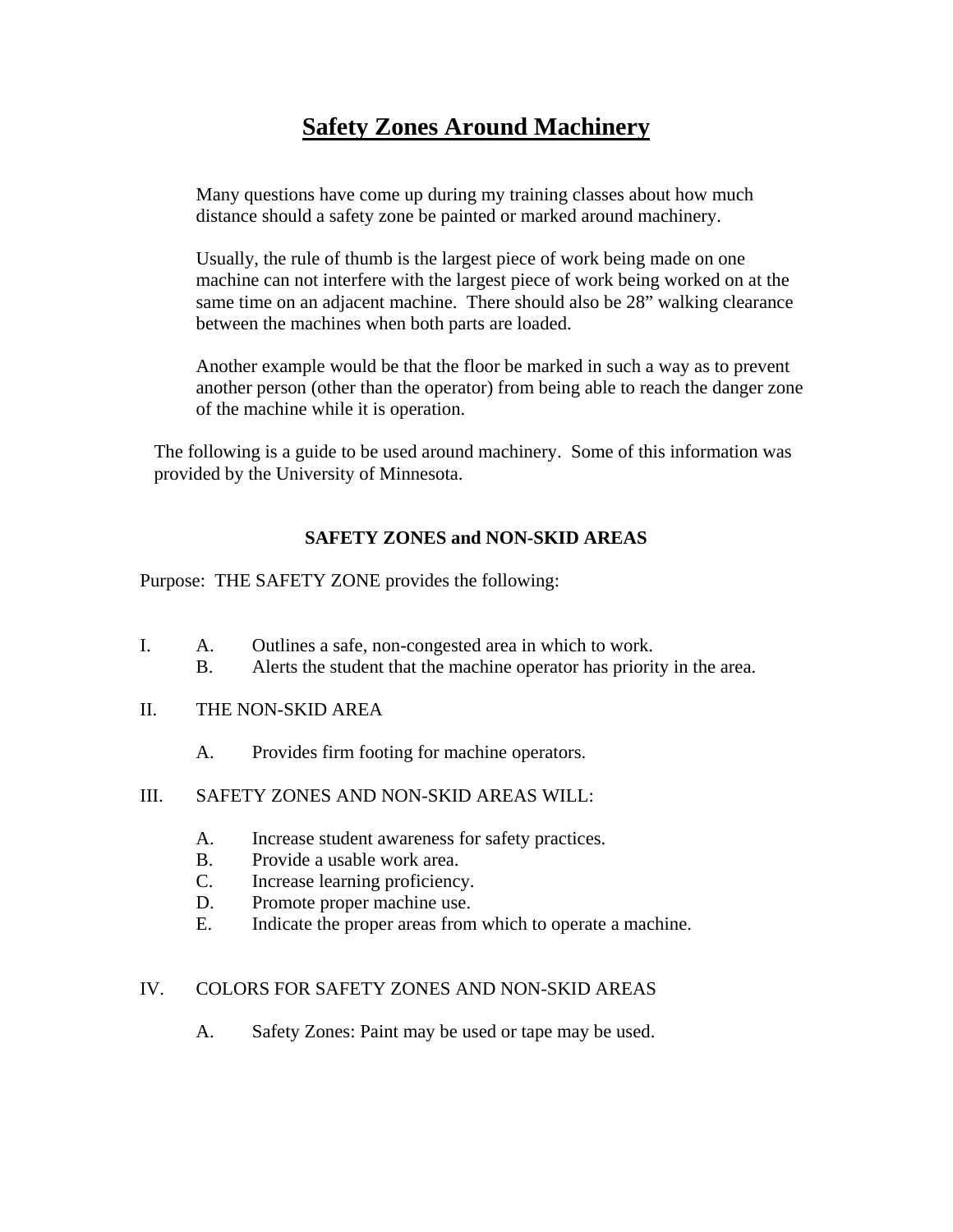# Safety Zones Around Machinery

Many questions have come up during my training classes about how much distance should a safety zone be painted or marked around machinery.

Usually, the rule of thumb is the largest piece of work being made on one machine can not interfere with the largest piece of work being worked on at the same time on an adjacent machine. There should also be 28" walking clearance between the machines when both parts are loaded.

Another example would be that the floor be marked in such a way as to prevent another person (other than the operator) from being able to reach the danger zone of the machine while it is operation.

The following is a guide to be used around machinery. Some of this information was provided by the University of Minnesota.

## SAFETY ZONES and NON-SKID AREAS

Purpose: THE SAFETY ZONE provides the following:

I. A. Outlines a safe, non-congested area in which to work.
   B. Alerts the student that the machine operator has priority in the area.

II. THE NON-SKID AREA

   A. Provides firm footing for machine operators.

III. SAFETY ZONES AND NON-SKID AREAS WILL:

   A. Increase student awareness for safety practices.
   B. Provide a usable work area.
   C. Increase learning proficiency.
   D. Promote proper machine use.
   E. Indicate the proper areas from which to operate a machine.

IV. COLORS FOR SAFETY ZONES AND NON-SKID AREAS

   A. Safety Zones: Paint may be used or tape may be used.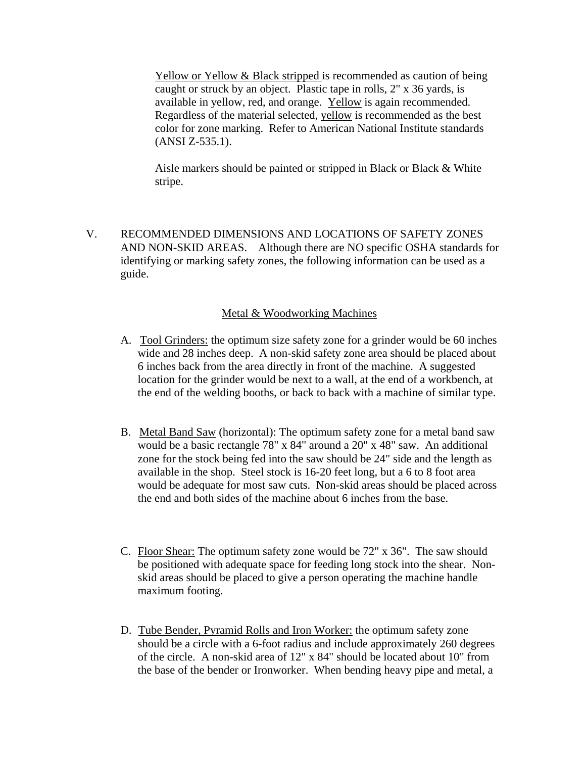Yellow or Yellow & Black stripped is recommended as caution of being caught or struck by an object. Plastic tape in rolls, 2" x 36 yards, is available in yellow, red, and orange. Yellow is again recommended. Regardless of the material selected, yellow is recommended as the best color for zone marking. Refer to American National Institute standards (ANSI Z-535.1).

Aisle markers should be painted or stripped in Black or Black & White stripe.

V. RECOMMENDED DIMENSIONS AND LOCATIONS OF SAFETY ZONES AND NON-SKID AREAS. Although there are NO specific OSHA standards for identifying or marking safety zones, the following information can be used as a guide.

### Metal & Woodworking Machines

A. Tool Grinders: the optimum size safety zone for a grinder would be 60 inches wide and 28 inches deep. A non-skid safety zone area should be placed about 6 inches back from the area directly in front of the machine. A suggested location for the grinder would be next to a wall, at the end of a workbench, at the end of the welding booths, or back to back with a machine of similar type.

B. Metal Band Saw (horizontal): The optimum safety zone for a metal band saw would be a basic rectangle 78" x 84" around a 20" x 48" saw. An additional zone for the stock being fed into the saw should be 24" side and the length as available in the shop. Steel stock is 16-20 feet long, but a 6 to 8 foot area would be adequate for most saw cuts. Non-skid areas should be placed across the end and both sides of the machine about 6 inches from the base.

C. Floor Shear: The optimum safety zone would be 72" x 36". The saw should be positioned with adequate space for feeding long stock into the shear. Non-skid areas should be placed to give a person operating the machine handle maximum footing.

D. Tube Bender, Pyramid Rolls and Iron Worker: the optimum safety zone should be a circle with a 6-foot radius and include approximately 260 degrees of the circle. A non-skid area of 12" x 84" should be located about 10" from the base of the bender or Ironworker. When bending heavy pipe and metal, a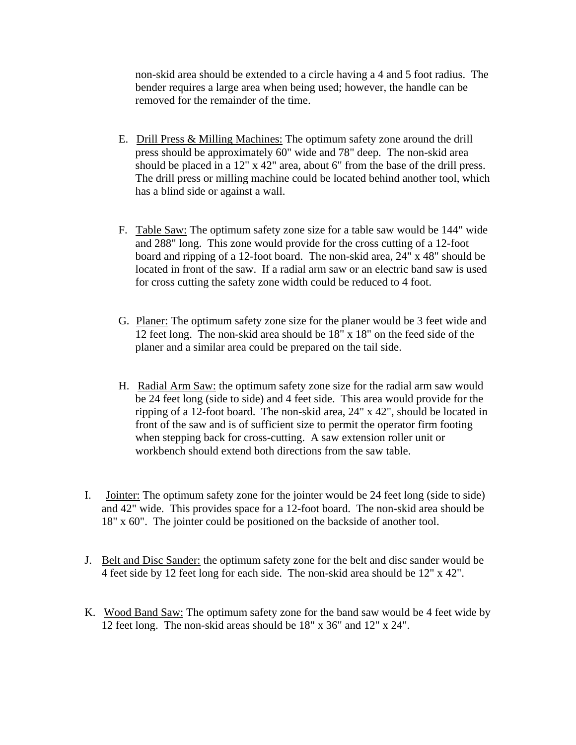non-skid area should be extended to a circle having a 4 and 5 foot radius. The bender requires a large area when being used; however, the handle can be removed for the remainder of the time.

E. <u>Drill Press & Milling Machines:</u> The optimum safety zone around the drill press should be approximately 60" wide and 78" deep. The non-skid area should be placed in a 12" x 42" area, about 6" from the base of the drill press. The drill press or milling machine could be located behind another tool, which has a blind side or against a wall.

F. <u>Table Saw:</u> The optimum safety zone size for a table saw would be 144" wide and 288" long. This zone would provide for the cross cutting of a 12-foot board and ripping of a 12-foot board. The non-skid area, 24" x 48" should be located in front of the saw. If a radial arm saw or an electric band saw is used for cross cutting the safety zone width could be reduced to 4 foot.

G. <u>Planer:</u> The optimum safety zone size for the planer would be 3 feet wide and 12 feet long. The non-skid area should be 18" x 18" on the feed side of the planer and a similar area could be prepared on the tail side.

H. <u>Radial Arm Saw:</u> the optimum safety zone size for the radial arm saw would be 24 feet long (side to side) and 4 feet side. This area would provide for the ripping of a 12-foot board. The non-skid area, 24" x 42", should be located in front of the saw and is of sufficient size to permit the operator firm footing when stepping back for cross-cutting. A saw extension roller unit or workbench should extend both directions from the saw table.

I. <u>Jointer:</u> The optimum safety zone for the jointer would be 24 feet long (side to side) and 42" wide. This provides space for a 12-foot board. The non-skid area should be 18" x 60". The jointer could be positioned on the backside of another tool.

J. <u>Belt and Disc Sander:</u> the optimum safety zone for the belt and disc sander would be 4 feet side by 12 feet long for each side. The non-skid area should be 12" x 42".

K. <u>Wood Band Saw:</u> The optimum safety zone for the band saw would be 4 feet wide by 12 feet long. The non-skid areas should be 18" x 36" and 12" x 24".